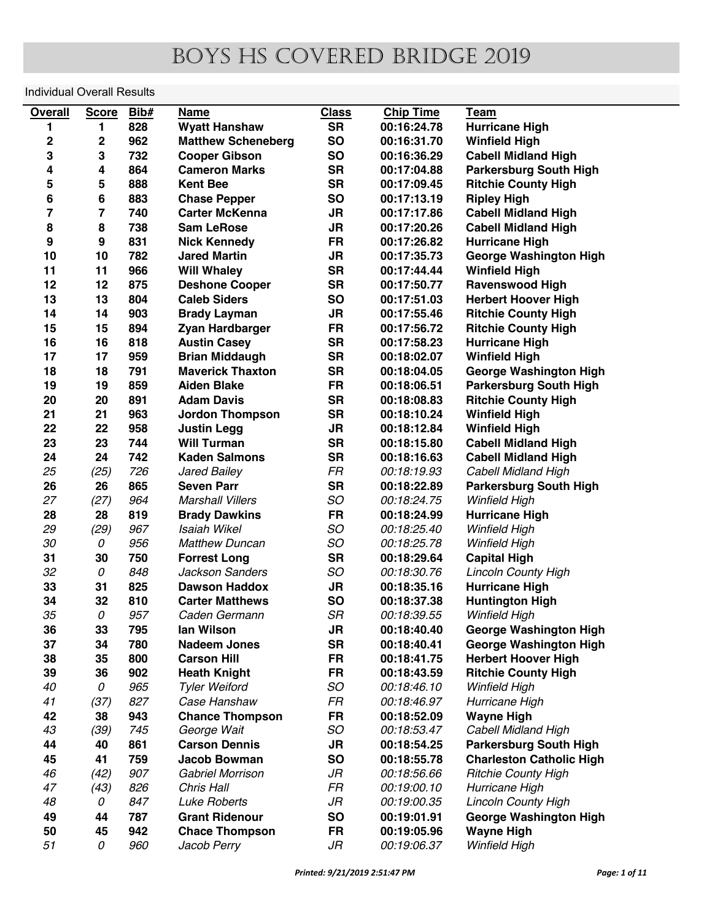# BOYS HS COVERED BRIDGE 2019

Individual Overall Results

| Overall | Score | Bib# | Name | Class | Chip Time | Team |
|---|---|---|---|---|---|---|
| **1** | **1** | **828** | **Wyatt Hanshaw** | **SR** | **00:16:24.78** | **Hurricane High** |
| **2** | **2** | **962** | **Matthew Scheneberg** | **SO** | **00:16:31.70** | **Winfield High** |
| **3** | **3** | **732** | **Cooper Gibson** | **SO** | **00:16:36.29** | **Cabell Midland High** |
| **4** | **4** | **864** | **Cameron Marks** | **SR** | **00:17:04.88** | **Parkersburg South High** |
| **5** | **5** | **888** | **Kent Bee** | **SR** | **00:17:09.45** | **Ritchie County High** |
| **6** | **6** | **883** | **Chase Pepper** | **SO** | **00:17:13.19** | **Ripley High** |
| **7** | **7** | **740** | **Carter McKenna** | **JR** | **00:17:17.86** | **Cabell Midland High** |
| **8** | **8** | **738** | **Sam LeRose** | **JR** | **00:17:20.26** | **Cabell Midland High** |
| **9** | **9** | **831** | **Nick Kennedy** | **FR** | **00:17:26.82** | **Hurricane High** |
| **10** | **10** | **782** | **Jared Martin** | **JR** | **00:17:35.73** | **George Washington High** |
| **11** | **11** | **966** | **Will Whaley** | **SR** | **00:17:44.44** | **Winfield High** |
| **12** | **12** | **875** | **Deshone Cooper** | **SR** | **00:17:50.77** | **Ravenswood High** |
| **13** | **13** | **804** | **Caleb Siders** | **SO** | **00:17:51.03** | **Herbert Hoover High** |
| **14** | **14** | **903** | **Brady Layman** | **JR** | **00:17:55.46** | **Ritchie County High** |
| **15** | **15** | **894** | **Zyan Hardbarger** | **FR** | **00:17:56.72** | **Ritchie County High** |
| **16** | **16** | **818** | **Austin Casey** | **SR** | **00:17:58.23** | **Hurricane High** |
| **17** | **17** | **959** | **Brian Middaugh** | **SR** | **00:18:02.07** | **Winfield High** |
| **18** | **18** | **791** | **Maverick Thaxton** | **SR** | **00:18:04.05** | **George Washington High** |
| **19** | **19** | **859** | **Aiden Blake** | **FR** | **00:18:06.51** | **Parkersburg South High** |
| **20** | **20** | **891** | **Adam Davis** | **SR** | **00:18:08.83** | **Ritchie County High** |
| **21** | **21** | **963** | **Jordon Thompson** | **SR** | **00:18:10.24** | **Winfield High** |
| **22** | **22** | **958** | **Justin Legg** | **JR** | **00:18:12.84** | **Winfield High** |
| **23** | **23** | **744** | **Will Turman** | **SR** | **00:18:15.80** | **Cabell Midland High** |
| **24** | **24** | **742** | **Kaden Salmons** | **SR** | **00:18:16.63** | **Cabell Midland High** |
| *25* | *(25)* | *726* | *Jared Bailey* | *FR* | *00:18:19.93* | *Cabell Midland High* |
| **26** | **26** | **865** | **Seven Parr** | **SR** | **00:18:22.89** | **Parkersburg South High** |
| *27* | *(27)* | *964* | *Marshall Villers* | *SO* | *00:18:24.75* | *Winfield High* |
| **28** | **28** | **819** | **Brady Dawkins** | **FR** | **00:18:24.99** | **Hurricane High** |
| *29* | *(29)* | *967* | *Isaiah Wikel* | *SO* | *00:18:25.40* | *Winfield High* |
| *30* | *0* | *956* | *Matthew Duncan* | *SO* | *00:18:25.78* | *Winfield High* |
| **31** | **30** | **750** | **Forrest Long** | **SR** | **00:18:29.64** | **Capital High** |
| *32* | *0* | *848* | *Jackson Sanders* | *SO* | *00:18:30.76* | *Lincoln County High* |
| **33** | **31** | **825** | **Dawson Haddox** | **JR** | **00:18:35.16** | **Hurricane High** |
| **34** | **32** | **810** | **Carter Matthews** | **SO** | **00:18:37.38** | **Huntington High** |
| *35* | *0* | *957* | *Caden Germann* | *SR* | *00:18:39.55* | *Winfield High* |
| **36** | **33** | **795** | **Ian Wilson** | **JR** | **00:18:40.40** | **George Washington High** |
| **37** | **34** | **780** | **Nadeem Jones** | **SR** | **00:18:40.41** | **George Washington High** |
| **38** | **35** | **800** | **Carson Hill** | **FR** | **00:18:41.75** | **Herbert Hoover High** |
| **39** | **36** | **902** | **Heath Knight** | **FR** | **00:18:43.59** | **Ritchie County High** |
| *40* | *0* | *965* | *Tyler Weiford* | *SO* | *00:18:46.10* | *Winfield High* |
| *41* | *(37)* | *827* | *Case Hanshaw* | *FR* | *00:18:46.97* | *Hurricane High* |
| **42** | **38** | **943** | **Chance Thompson** | **FR** | **00:18:52.09** | **Wayne High** |
| *43* | *(39)* | *745* | *George Wait* | *SO* | *00:18:53.47* | *Cabell Midland High* |
| **44** | **40** | **861** | **Carson Dennis** | **JR** | **00:18:54.25** | **Parkersburg South High** |
| **45** | **41** | **759** | **Jacob Bowman** | **SO** | **00:18:55.78** | **Charleston Catholic High** |
| *46* | *(42)* | *907* | *Gabriel Morrison* | *JR* | *00:18:56.66* | *Ritchie County High* |
| *47* | *(43)* | *826* | *Chris Hall* | *FR* | *00:19:00.10* | *Hurricane High* |
| *48* | *0* | *847* | *Luke Roberts* | *JR* | *00:19:00.35* | *Lincoln County High* |
| **49** | **44** | **787** | **Grant Ridenour** | **SO** | **00:19:01.91** | **George Washington High** |
| **50** | **45** | **942** | **Chace Thompson** | **FR** | **00:19:05.96** | **Wayne High** |
| *51* | *0* | *960* | *Jacob Perry* | *JR* | *00:19:06.37* | *Winfield High* |

*Printed: 9/21/2019 2:51:47 PM*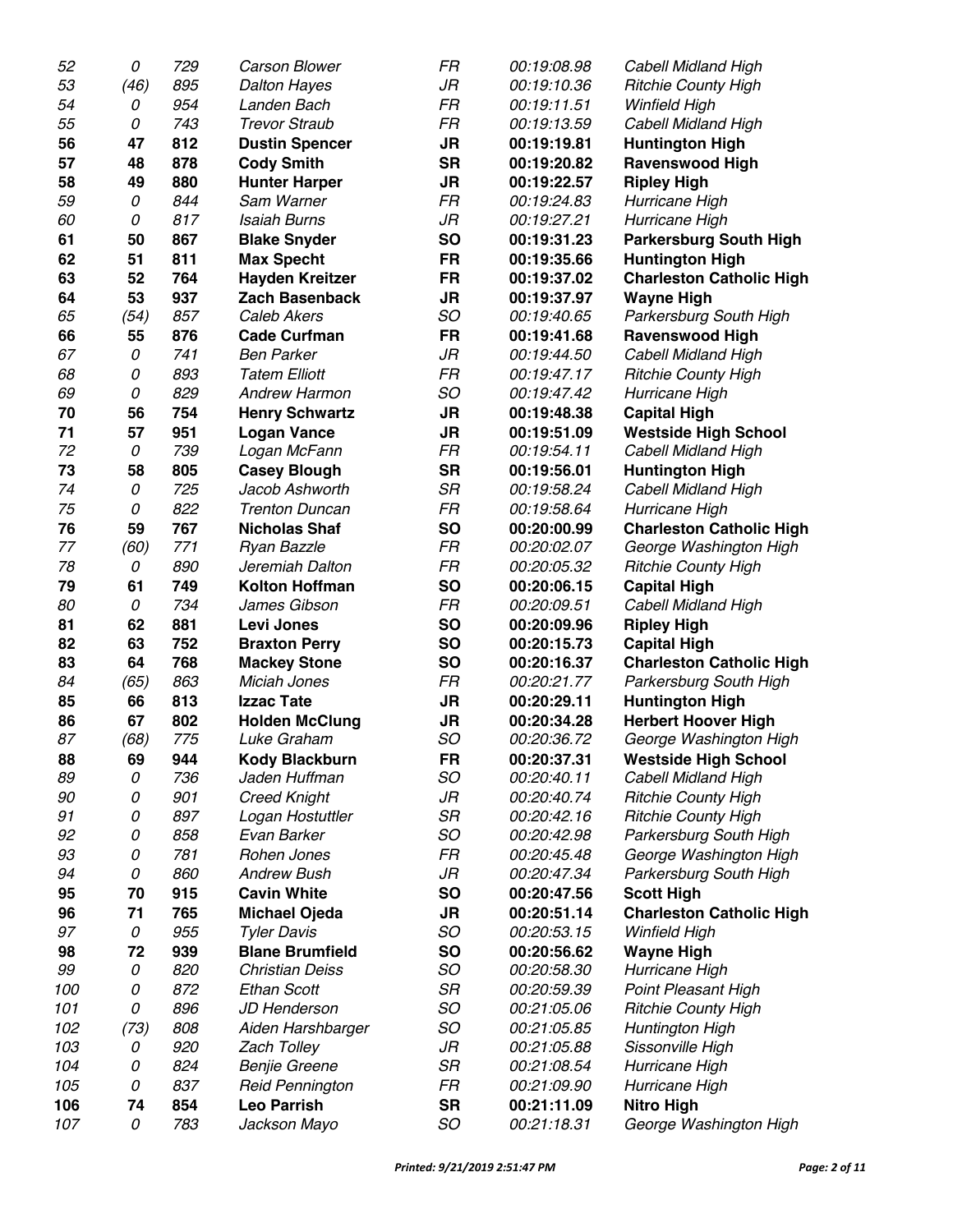| | | | | | | |
|---|---|---|---|---|---|---|
| *52* | *0* | *729* | *Carson Blower* | *FR* | *00:19:08.98* | *Cabell Midland High* |
| *53* | *(46)* | *895* | *Dalton Hayes* | *JR* | *00:19:10.36* | *Ritchie County High* |
| *54* | *0* | *954* | *Landen Bach* | *FR* | *00:19:11.51* | *Winfield High* |
| *55* | *0* | *743* | *Trevor Straub* | *FR* | *00:19:13.59* | *Cabell Midland High* |
| **56** | **47** | **812** | **Dustin Spencer** | **JR** | **00:19:19.81** | **Huntington High** |
| **57** | **48** | **878** | **Cody Smith** | **SR** | **00:19:20.82** | **Ravenswood High** |
| **58** | **49** | **880** | **Hunter Harper** | **JR** | **00:19:22.57** | **Ripley High** |
| *59* | *0* | *844* | *Sam Warner* | *FR* | *00:19:24.83* | *Hurricane High* |
| *60* | *0* | *817* | *Isaiah Burns* | *JR* | *00:19:27.21* | *Hurricane High* |
| **61** | **50** | **867** | **Blake Snyder** | **SO** | **00:19:31.23** | **Parkersburg South High** |
| **62** | **51** | **811** | **Max Specht** | **FR** | **00:19:35.66** | **Huntington High** |
| **63** | **52** | **764** | **Hayden Kreitzer** | **FR** | **00:19:37.02** | **Charleston Catholic High** |
| **64** | **53** | **937** | **Zach Basenback** | **JR** | **00:19:37.97** | **Wayne High** |
| *65* | *(54)* | *857* | *Caleb Akers* | *SO* | *00:19:40.65* | *Parkersburg South High* |
| **66** | **55** | **876** | **Cade Curfman** | **FR** | **00:19:41.68** | **Ravenswood High** |
| *67* | *0* | *741* | *Ben Parker* | *JR* | *00:19:44.50* | *Cabell Midland High* |
| *68* | *0* | *893* | *Tatem Elliott* | *FR* | *00:19:47.17* | *Ritchie County High* |
| *69* | *0* | *829* | *Andrew Harmon* | *SO* | *00:19:47.42* | *Hurricane High* |
| **70** | **56** | **754** | **Henry Schwartz** | **JR** | **00:19:48.38** | **Capital High** |
| **71** | **57** | **951** | **Logan Vance** | **JR** | **00:19:51.09** | **Westside High School** |
| *72* | *0* | *739* | *Logan McFann* | *FR* | *00:19:54.11* | *Cabell Midland High* |
| **73** | **58** | **805** | **Casey Blough** | **SR** | **00:19:56.01** | **Huntington High** |
| *74* | *0* | *725* | *Jacob Ashworth* | *SR* | *00:19:58.24* | *Cabell Midland High* |
| *75* | *0* | *822* | *Trenton Duncan* | *FR* | *00:19:58.64* | *Hurricane High* |
| **76** | **59** | **767** | **Nicholas Shaf** | **SO** | **00:20:00.99** | **Charleston Catholic High** |
| *77* | *(60)* | *771* | *Ryan Bazzle* | *FR* | *00:20:02.07* | *George Washington High* |
| *78* | *0* | *890* | *Jeremiah Dalton* | *FR* | *00:20:05.32* | *Ritchie County High* |
| **79** | **61** | **749** | **Kolton Hoffman** | **SO** | **00:20:06.15** | **Capital High** |
| *80* | *0* | *734* | *James Gibson* | *FR* | *00:20:09.51* | *Cabell Midland High* |
| **81** | **62** | **881** | **Levi Jones** | **SO** | **00:20:09.96** | **Ripley High** |
| **82** | **63** | **752** | **Braxton Perry** | **SO** | **00:20:15.73** | **Capital High** |
| **83** | **64** | **768** | **Mackey Stone** | **SO** | **00:20:16.37** | **Charleston Catholic High** |
| *84* | *(65)* | *863* | *Miciah Jones* | *FR* | *00:20:21.77* | *Parkersburg South High* |
| **85** | **66** | **813** | **Izzac Tate** | **JR** | **00:20:29.11** | **Huntington High** |
| **86** | **67** | **802** | **Holden McClung** | **JR** | **00:20:34.28** | **Herbert Hoover High** |
| *87* | *(68)* | *775* | *Luke Graham* | *SO* | *00:20:36.72* | *George Washington High* |
| **88** | **69** | **944** | **Kody Blackburn** | **FR** | **00:20:37.31** | **Westside High School** |
| *89* | *0* | *736* | *Jaden Huffman* | *SO* | *00:20:40.11* | *Cabell Midland High* |
| *90* | *0* | *901* | *Creed Knight* | *JR* | *00:20:40.74* | *Ritchie County High* |
| *91* | *0* | *897* | *Logan Hostuttler* | *SR* | *00:20:42.16* | *Ritchie County High* |
| *92* | *0* | *858* | *Evan Barker* | *SO* | *00:20:42.98* | *Parkersburg South High* |
| *93* | *0* | *781* | *Rohen Jones* | *FR* | *00:20:45.48* | *George Washington High* |
| *94* | *0* | *860* | *Andrew Bush* | *JR* | *00:20:47.34* | *Parkersburg South High* |
| **95** | **70** | **915** | **Cavin White** | **SO** | **00:20:47.56** | **Scott High** |
| **96** | **71** | **765** | **Michael Ojeda** | **JR** | **00:20:51.14** | **Charleston Catholic High** |
| *97* | *0* | *955* | *Tyler Davis* | *SO* | *00:20:53.15* | *Winfield High* |
| **98** | **72** | **939** | **Blane Brumfield** | **SO** | **00:20:56.62** | **Wayne High** |
| *99* | *0* | *820* | *Christian Deiss* | *SO* | *00:20:58.30* | *Hurricane High* |
| *100* | *0* | *872* | *Ethan Scott* | *SR* | *00:20:59.39* | *Point Pleasant High* |
| *101* | *0* | *896* | *JD Henderson* | *SO* | *00:21:05.06* | *Ritchie County High* |
| *102* | *(73)* | *808* | *Aiden Harshbarger* | *SO* | *00:21:05.85* | *Huntington High* |
| *103* | *0* | *920* | *Zach Tolley* | *JR* | *00:21:05.88* | *Sissonville High* |
| *104* | *0* | *824* | *Benjie Greene* | *SR* | *00:21:08.54* | *Hurricane High* |
| *105* | *0* | *837* | *Reid Pennington* | *FR* | *00:21:09.90* | *Hurricane High* |
| **106** | **74** | **854** | **Leo Parrish** | **SR** | **00:21:11.09** | **Nitro High** |
| *107* | *0* | *783* | *Jackson Mayo* | *SO* | *00:21:18.31* | *George Washington High* |

*Printed: 9/21/2019 2:51:47 PM*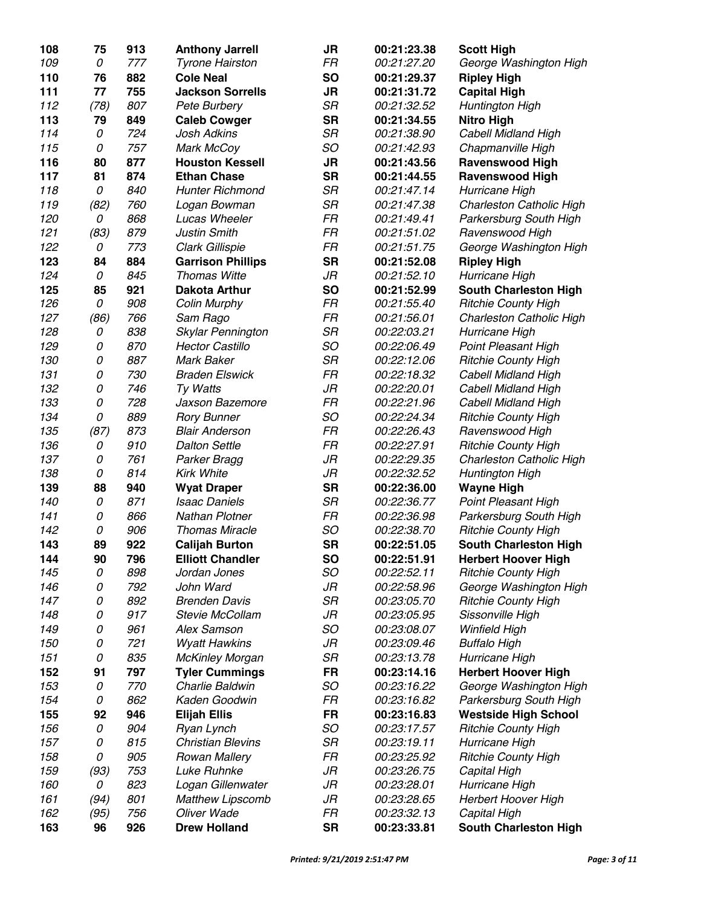| | | | | | | |
|---|---|---|---|---|---|---|
| **108** | **75** | **913** | **Anthony Jarrell** | **JR** | **00:21:23.38** | **Scott High** |
| *109* | *0* | *777* | *Tyrone Hairston* | *FR* | *00:21:27.20* | *George Washington High* |
| **110** | **76** | **882** | **Cole Neal** | **SO** | **00:21:29.37** | **Ripley High** |
| **111** | **77** | **755** | **Jackson Sorrells** | **JR** | **00:21:31.72** | **Capital High** |
| *112* | *(78)* | *807* | *Pete Burbery* | *SR* | *00:21:32.52* | *Huntington High* |
| **113** | **79** | **849** | **Caleb Cowger** | **SR** | **00:21:34.55** | **Nitro High** |
| *114* | *0* | *724* | *Josh Adkins* | *SR* | *00:21:38.90* | *Cabell Midland High* |
| *115* | *0* | *757* | *Mark McCoy* | *SO* | *00:21:42.93* | *Chapmanville High* |
| **116** | **80** | **877** | **Houston Kessell** | **JR** | **00:21:43.56** | **Ravenswood High** |
| **117** | **81** | **874** | **Ethan Chase** | **SR** | **00:21:44.55** | **Ravenswood High** |
| *118* | *0* | *840* | *Hunter Richmond* | *SR* | *00:21:47.14* | *Hurricane High* |
| *119* | *(82)* | *760* | *Logan Bowman* | *SR* | *00:21:47.38* | *Charleston Catholic High* |
| *120* | *0* | *868* | *Lucas Wheeler* | *FR* | *00:21:49.41* | *Parkersburg South High* |
| *121* | *(83)* | *879* | *Justin Smith* | *FR* | *00:21:51.02* | *Ravenswood High* |
| *122* | *0* | *773* | *Clark Gillispie* | *FR* | *00:21:51.75* | *George Washington High* |
| **123** | **84** | **884** | **Garrison Phillips** | **SR** | **00:21:52.08** | **Ripley High** |
| *124* | *0* | *845* | *Thomas Witte* | *JR* | *00:21:52.10* | *Hurricane High* |
| **125** | **85** | **921** | **Dakota Arthur** | **SO** | **00:21:52.99** | **South Charleston High** |
| *126* | *0* | *908* | *Colin Murphy* | *FR* | *00:21:55.40* | *Ritchie County High* |
| *127* | *(86)* | *766* | *Sam Rago* | *FR* | *00:21:56.01* | *Charleston Catholic High* |
| *128* | *0* | *838* | *Skylar Pennington* | *SR* | *00:22:03.21* | *Hurricane High* |
| *129* | *0* | *870* | *Hector Castillo* | *SO* | *00:22:06.49* | *Point Pleasant High* |
| *130* | *0* | *887* | *Mark Baker* | *SR* | *00:22:12.06* | *Ritchie County High* |
| *131* | *0* | *730* | *Braden Elswick* | *FR* | *00:22:18.32* | *Cabell Midland High* |
| *132* | *0* | *746* | *Ty Watts* | *JR* | *00:22:20.01* | *Cabell Midland High* |
| *133* | *0* | *728* | *Jaxson Bazemore* | *FR* | *00:22:21.96* | *Cabell Midland High* |
| *134* | *0* | *889* | *Rory Bunner* | *SO* | *00:22:24.34* | *Ritchie County High* |
| *135* | *(87)* | *873* | *Blair Anderson* | *FR* | *00:22:26.43* | *Ravenswood High* |
| *136* | *0* | *910* | *Dalton Settle* | *FR* | *00:22:27.91* | *Ritchie County High* |
| *137* | *0* | *761* | *Parker Bragg* | *JR* | *00:22:29.35* | *Charleston Catholic High* |
| *138* | *0* | *814* | *Kirk White* | *JR* | *00:22:32.52* | *Huntington High* |
| **139** | **88** | **940** | **Wyat Draper** | **SR** | **00:22:36.00** | **Wayne High** |
| *140* | *0* | *871* | *Isaac Daniels* | *SR* | *00:22:36.77* | *Point Pleasant High* |
| *141* | *0* | *866* | *Nathan Plotner* | *FR* | *00:22:36.98* | *Parkersburg South High* |
| *142* | *0* | *906* | *Thomas Miracle* | *SO* | *00:22:38.70* | *Ritchie County High* |
| **143** | **89** | **922** | **Calijah Burton** | **SR** | **00:22:51.05** | **South Charleston High** |
| **144** | **90** | **796** | **Elliott Chandler** | **SO** | **00:22:51.91** | **Herbert Hoover High** |
| *145* | *0* | *898* | *Jordan Jones* | *SO* | *00:22:52.11* | *Ritchie County High* |
| *146* | *0* | *792* | *John Ward* | *JR* | *00:22:58.96* | *George Washington High* |
| *147* | *0* | *892* | *Brenden Davis* | *SR* | *00:23:05.70* | *Ritchie County High* |
| *148* | *0* | *917* | *Stevie McCollam* | *JR* | *00:23:05.95* | *Sissonville High* |
| *149* | *0* | *961* | *Alex Samson* | *SO* | *00:23:08.07* | *Winfield High* |
| *150* | *0* | *721* | *Wyatt Hawkins* | *JR* | *00:23:09.46* | *Buffalo High* |
| *151* | *0* | *835* | *McKinley Morgan* | *SR* | *00:23:13.78* | *Hurricane High* |
| **152** | **91** | **797** | **Tyler Cummings** | **FR** | **00:23:14.16** | **Herbert Hoover High** |
| *153* | *0* | *770* | *Charlie Baldwin* | *SO* | *00:23:16.22* | *George Washington High* |
| *154* | *0* | *862* | *Kaden Goodwin* | *FR* | *00:23:16.82* | *Parkersburg South High* |
| **155** | **92** | **946** | **Elijah Ellis** | **FR** | **00:23:16.83** | **Westside High School** |
| *156* | *0* | *904* | *Ryan Lynch* | *SO* | *00:23:17.57* | *Ritchie County High* |
| *157* | *0* | *815* | *Christian Blevins* | *SR* | *00:23:19.11* | *Hurricane High* |
| *158* | *0* | *905* | *Rowan Mallery* | *FR* | *00:23:25.92* | *Ritchie County High* |
| *159* | *(93)* | *753* | *Luke Ruhnke* | *JR* | *00:23:26.75* | *Capital High* |
| *160* | *0* | *823* | *Logan Gillenwater* | *JR* | *00:23:28.01* | *Hurricane High* |
| *161* | *(94)* | *801* | *Matthew Lipscomb* | *JR* | *00:23:28.65* | *Herbert Hoover High* |
| *162* | *(95)* | *756* | *Oliver Wade* | *FR* | *00:23:32.13* | *Capital High* |
| **163** | **96** | **926** | **Drew Holland** | **SR** | **00:23:33.81** | **South Charleston High** |

*Printed: 9/21/2019 2:51:47 PM*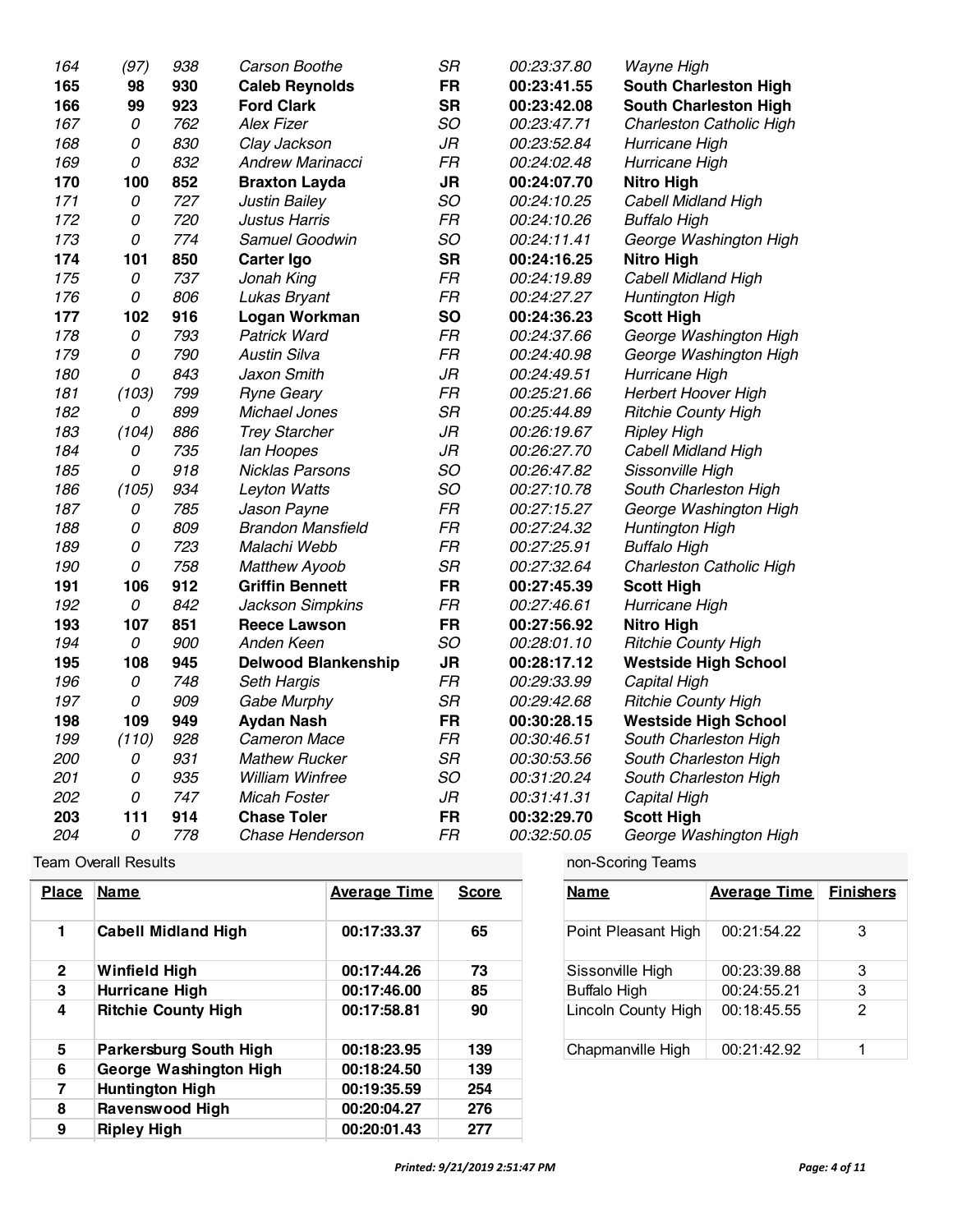| 164 | (97) | 938 | Carson Boothe | SR | 00:23:37.80 | Wayne High |
|---|---|---|---|---|---|---|
| **165** | **98** | **930** | **Caleb Reynolds** | **FR** | **00:23:41.55** | **South Charleston High** |
| **166** | **99** | **923** | **Ford Clark** | **SR** | **00:23:42.08** | **South Charleston High** |
| 167 | 0 | 762 | Alex Fizer | SO | 00:23:47.71 | Charleston Catholic High |
| 168 | 0 | 830 | Clay Jackson | JR | 00:23:52.84 | Hurricane High |
| 169 | 0 | 832 | Andrew Marinacci | FR | 00:24:02.48 | Hurricane High |
| **170** | **100** | **852** | **Braxton Layda** | **JR** | **00:24:07.70** | **Nitro High** |
| 171 | 0 | 727 | Justin Bailey | SO | 00:24:10.25 | Cabell Midland High |
| 172 | 0 | 720 | Justus Harris | FR | 00:24:10.26 | Buffalo High |
| 173 | 0 | 774 | Samuel Goodwin | SO | 00:24:11.41 | George Washington High |
| **174** | **101** | **850** | **Carter Igo** | **SR** | **00:24:16.25** | **Nitro High** |
| 175 | 0 | 737 | Jonah King | FR | 00:24:19.89 | Cabell Midland High |
| 176 | 0 | 806 | Lukas Bryant | FR | 00:24:27.27 | Huntington High |
| **177** | **102** | **916** | **Logan Workman** | **SO** | **00:24:36.23** | **Scott High** |
| 178 | 0 | 793 | Patrick Ward | FR | 00:24:37.66 | George Washington High |
| 179 | 0 | 790 | Austin Silva | FR | 00:24:40.98 | George Washington High |
| 180 | 0 | 843 | Jaxon Smith | JR | 00:24:49.51 | Hurricane High |
| 181 | (103) | 799 | Ryne Geary | FR | 00:25:21.66 | Herbert Hoover High |
| 182 | 0 | 899 | Michael Jones | SR | 00:25:44.89 | Ritchie County High |
| 183 | (104) | 886 | Trey Starcher | JR | 00:26:19.67 | Ripley High |
| 184 | 0 | 735 | Ian Hoopes | JR | 00:26:27.70 | Cabell Midland High |
| 185 | 0 | 918 | Nicklas Parsons | SO | 00:26:47.82 | Sissonville High |
| 186 | (105) | 934 | Leyton Watts | SO | 00:27:10.78 | South Charleston High |
| 187 | 0 | 785 | Jason Payne | FR | 00:27:15.27 | George Washington High |
| 188 | 0 | 809 | Brandon Mansfield | FR | 00:27:24.32 | Huntington High |
| 189 | 0 | 723 | Malachi Webb | FR | 00:27:25.91 | Buffalo High |
| 190 | 0 | 758 | Matthew Ayoob | SR | 00:27:32.64 | Charleston Catholic High |
| **191** | **106** | **912** | **Griffin Bennett** | **FR** | **00:27:45.39** | **Scott High** |
| 192 | 0 | 842 | Jackson Simpkins | FR | 00:27:46.61 | Hurricane High |
| **193** | **107** | **851** | **Reece Lawson** | **FR** | **00:27:56.92** | **Nitro High** |
| 194 | 0 | 900 | Anden Keen | SO | 00:28:01.10 | Ritchie County High |
| **195** | **108** | **945** | **Delwood Blankenship** | **JR** | **00:28:17.12** | **Westside High School** |
| 196 | 0 | 748 | Seth Hargis | FR | 00:29:33.99 | Capital High |
| 197 | 0 | 909 | Gabe Murphy | SR | 00:29:42.68 | Ritchie County High |
| **198** | **109** | **949** | **Aydan Nash** | **FR** | **00:30:28.15** | **Westside High School** |
| 199 | (110) | 928 | Cameron Mace | FR | 00:30:46.51 | South Charleston High |
| 200 | 0 | 931 | Mathew Rucker | SR | 00:30:53.56 | South Charleston High |
| 201 | 0 | 935 | William Winfree | SO | 00:31:20.24 | South Charleston High |
| 202 | 0 | 747 | Micah Foster | JR | 00:31:41.31 | Capital High |
| **203** | **111** | **914** | **Chase Toler** | **FR** | **00:32:29.70** | **Scott High** |
| 204 | 0 | 778 | Chase Henderson | FR | 00:32:50.05 | George Washington High |

Team Overall Results

| Place | Name | Average Time | Score |
|---|---|---|---|
| 1 | Cabell Midland High | 00:17:33.37 | 65 |
| 2 | Winfield High | 00:17:44.26 | 73 |
| 3 | Hurricane High | 00:17:46.00 | 85 |
| 4 | Ritchie County High | 00:17:58.81 | 90 |
| 5 | Parkersburg South High | 00:18:23.95 | 139 |
| 6 | George Washington High | 00:18:24.50 | 139 |
| 7 | Huntington High | 00:19:35.59 | 254 |
| 8 | Ravenswood High | 00:20:04.27 | 276 |
| 9 | Ripley High | 00:20:01.43 | 277 |

non-Scoring Teams

| Name | Average Time | Finishers |
|---|---|---|
| Point Pleasant High | 00:21:54.22 | 3 |
| Sissonville High | 00:23:39.88 | 3 |
| Buffalo High | 00:24:55.21 | 3 |
| Lincoln County High | 00:18:45.55 | 2 |
| Chapmanville High | 00:21:42.92 | 1 |

*Printed: 9/21/2019 2:51:47 PM*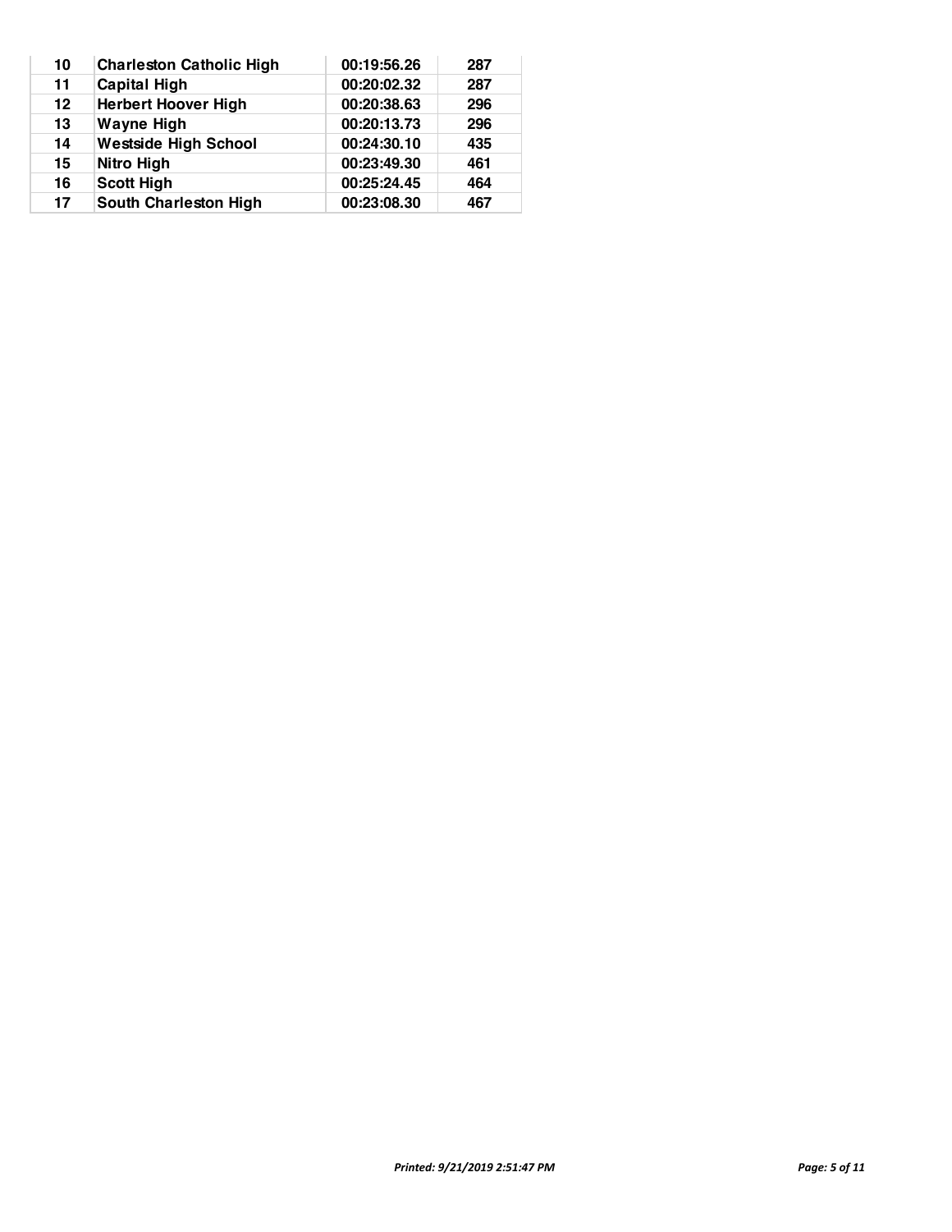| | | | |
|---|---|---|---|
| 10 | Charleston Catholic High | 00:19:56.26 | 287 |
| 11 | Capital High | 00:20:02.32 | 287 |
| 12 | Herbert Hoover High | 00:20:38.63 | 296 |
| 13 | Wayne High | 00:20:13.73 | 296 |
| 14 | Westside High School | 00:24:30.10 | 435 |
| 15 | Nitro High | 00:23:49.30 | 461 |
| 16 | Scott High | 00:25:24.45 | 464 |
| 17 | South Charleston High | 00:23:08.30 | 467 |